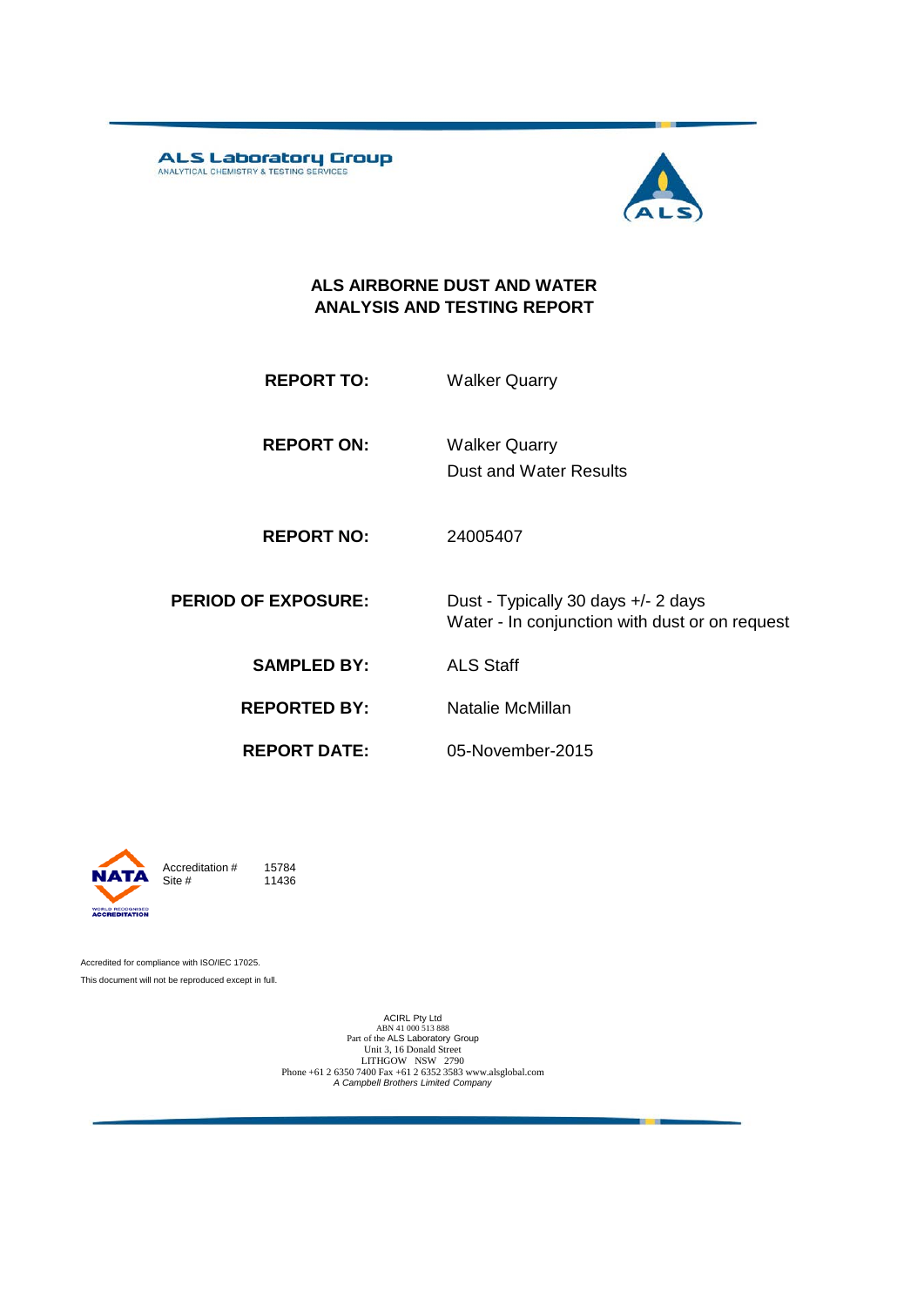**ALS Laboratory Group**
ANALYTICAL CHEMISTRY & TESTING SERVICES

# ALS AIRBORNE DUST AND WATER ANALYSIS AND TESTING REPORT

| | |
|---|---|
| **REPORT TO:** | Walker Quarry |
| **REPORT ON:** | Walker Quarry<br>Dust and Water Results |
| **REPORT NO:** | 24005407 |
| **PERIOD OF EXPOSURE:** | Dust - Typically 30 days +/- 2 days<br>Water - In conjunction with dust or on request |
| **SAMPLED BY:** | ALS Staff |
| **REPORTED BY:** | Natalie McMillan |
| **REPORT DATE:** | 05-November-2015 |

NATA
WORLD RECOGNISED ACCREDITATION

Accreditation # 15784
Site # 11436

Accredited for compliance with ISO/IEC 17025.
This document will not be reproduced except in full.

ACIRL Pty Ltd
ABN 41 000 513 888
Part of the ALS Laboratory Group
Unit 3, 16 Donald Street
LITHGOW NSW 2790
Phone +61 2 6350 7400 Fax +61 2 6352 3583 www.alsglobal.com
*A Campbell Brothers Limited Company*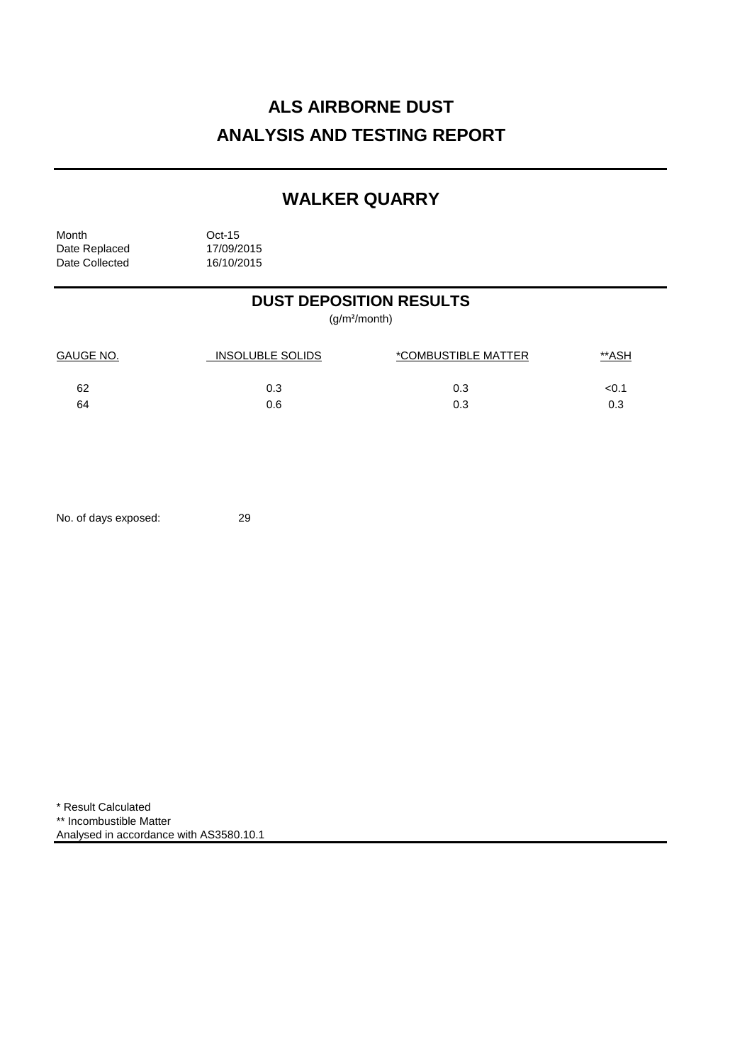# ALS AIRBORNE DUST
# ANALYSIS AND TESTING REPORT

## WALKER QUARRY

Month Oct-15
Date Replaced 17/09/2015
Date Collected 16/10/2015

### DUST DEPOSITION RESULTS

(g/m²/month)

| GAUGE NO. | INSOLUBLE SOLIDS | *COMBUSTIBLE MATTER | **ASH |
|---|---|---|---|
| 62 | 0.3 | 0.3 | <0.1 |
| 64 | 0.6 | 0.3 | 0.3 |

No. of days exposed: 29

* Result Calculated
** Incombustible Matter
Analysed in accordance with AS3580.10.1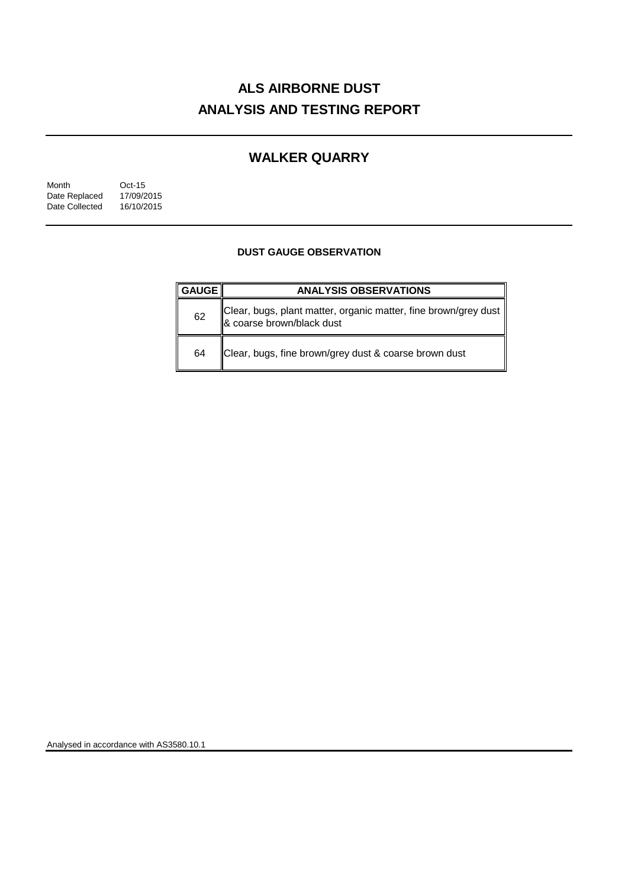# ALS AIRBORNE DUST
# ANALYSIS AND TESTING REPORT

## WALKER QUARRY

| | |
|---|---|
| Month | Oct-15 |
| Date Replaced | 17/09/2015 |
| Date Collected | 16/10/2015 |

### DUST GAUGE OBSERVATION

| GAUGE | ANALYSIS OBSERVATIONS |
|---|---|
| 62 | Clear, bugs, plant matter, organic matter, fine brown/grey dust & coarse brown/black dust |
| 64 | Clear, bugs, fine brown/grey dust & coarse brown dust |

Analysed in accordance with AS3580.10.1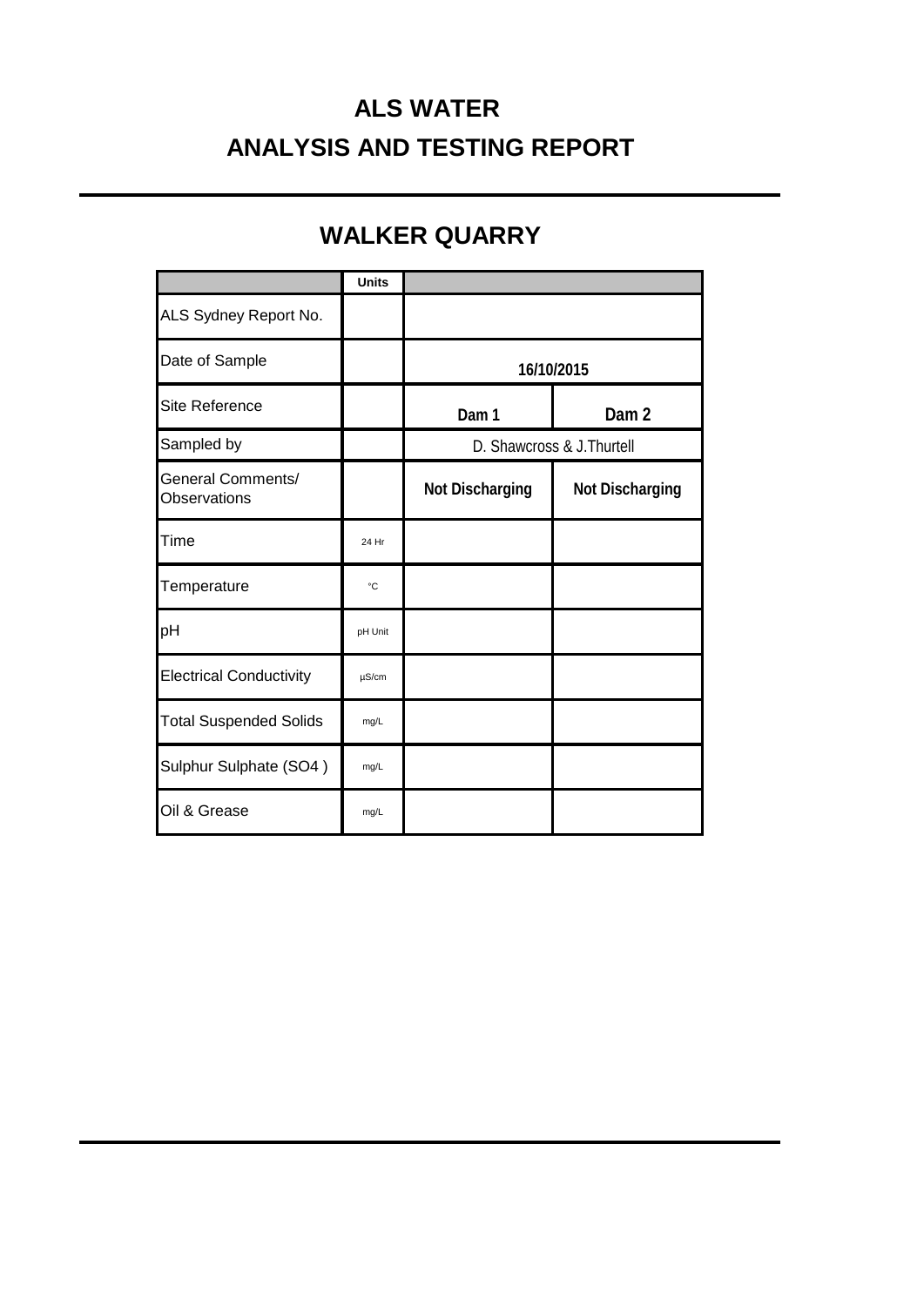# ALS WATER

# ANALYSIS AND TESTING REPORT

## WALKER QUARRY

| | Units | | |
|---|---|---|---|
| ALS Sydney Report No. | | | |
| Date of Sample | | 16/10/2015 | |
| Site Reference | | Dam 1 | Dam 2 |
| Sampled by | | D. Shawcross & J.Thurtell | |
| General Comments/ Observations | | Not Discharging | Not Discharging |
| Time | 24 Hr | | |
| Temperature | °C | | |
| pH | pH Unit | | |
| Electrical Conductivity | µS/cm | | |
| Total Suspended Solids | mg/L | | |
| Sulphur Sulphate (SO4 ) | mg/L | | |
| Oil & Grease | mg/L | | |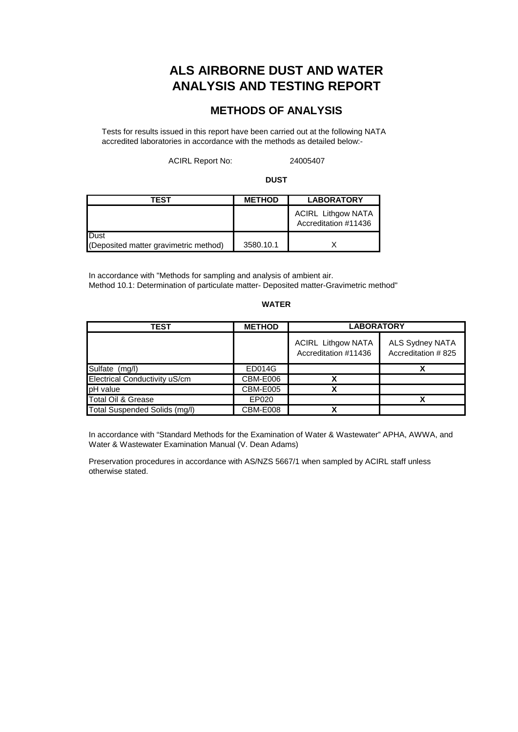# ALS AIRBORNE DUST AND WATER ANALYSIS AND TESTING REPORT

## METHODS OF ANALYSIS

Tests for results issued in this report have been carried out at the following NATA accredited laboratories in accordance with the methods as detailed below:-

ACIRL Report No: 24005407

**DUST**

| TEST | METHOD | LABORATORY |
|---|---|---|
| | | ACIRL Lithgow NATA Accreditation #11436 |
| Dust (Deposited matter gravimetric method) | 3580.10.1 | X |

In accordance with "Methods for sampling and analysis of ambient air.
Method 10.1: Determination of particulate matter- Deposited matter-Gravimetric method"

**WATER**

| TEST | METHOD | LABORATORY | |
|---|---|---|---|
| | | ACIRL Lithgow NATA Accreditation #11436 | ALS Sydney NATA Accreditation # 825 |
| Sulfate (mg/l) | ED014G | | X |
| Electrical Conductivity uS/cm | CBM-E006 | X | |
| pH value | CBM-E005 | X | |
| Total Oil & Grease | EP020 | | X |
| Total Suspended Solids (mg/l) | CBM-E008 | X | |

In accordance with "Standard Methods for the Examination of Water & Wastewater" APHA, AWWA, and Water & Wastewater Examination Manual (V. Dean Adams)

Preservation procedures in accordance with AS/NZS 5667/1 when sampled by ACIRL staff unless otherwise stated.